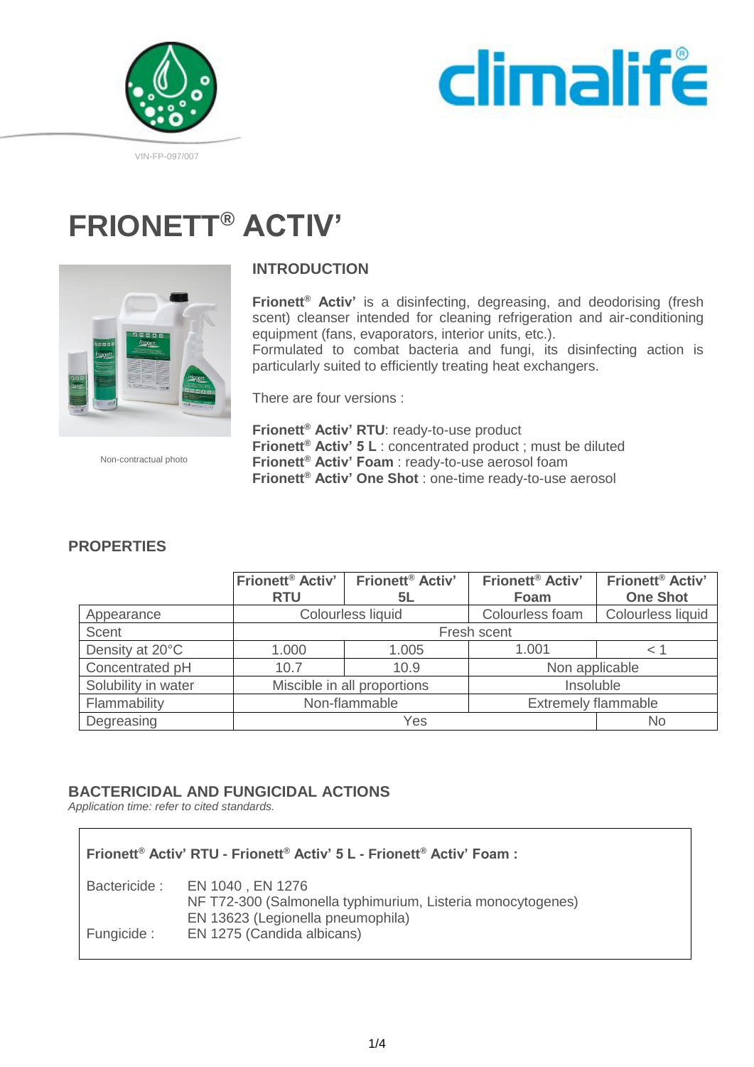VIN-FP-097/007

# FRIONETT® ACTIV'

Non-contractual photo

## INTRODUCTION

**Frionett® Activ'** is a disinfecting, degreasing, and deodorising (fresh scent) cleanser intended for cleaning refrigeration and air-conditioning equipment (fans, evaporators, interior units, etc.).
Formulated to combat bacteria and fungi, its disinfecting action is particularly suited to efficiently treating heat exchangers.

There are four versions :

**Frionett® Activ' RTU**: ready-to-use product
**Frionett® Activ' 5 L** : concentrated product ; must be diluted
**Frionett® Activ' Foam** : ready-to-use aerosol foam
**Frionett® Activ' One Shot** : one-time ready-to-use aerosol

## PROPERTIES

| | Frionett® Activ' RTU | Frionett® Activ' 5L | Frionett® Activ' Foam | Frionett® Activ' One Shot |
|---|---|---|---|---|
| Appearance | Colourless liquid | | Colourless foam | Colourless liquid |
| Scent | Fresh scent | | | |
| Density at 20°C | 1.000 | 1.005 | 1.001 | < 1 |
| Concentrated pH | 10.7 | 10.9 | Non applicable | |
| Solubility in water | Miscible in all proportions | | Insoluble | |
| Flammability | Non-flammable | | Extremely flammable | |
| Degreasing | Yes | | | No |

## BACTERICIDAL AND FUNGICIDAL ACTIONS

*Application time: refer to cited standards.*

**Frionett® Activ' RTU - Frionett® Activ' 5 L - Frionett® Activ' Foam :**

Bactericide : EN 1040 , EN 1276
NF T72-300 (Salmonella typhimurium, Listeria monocytogenes)
EN 13623 (Legionella pneumophila)

Fungicide : EN 1275 (Candida albicans)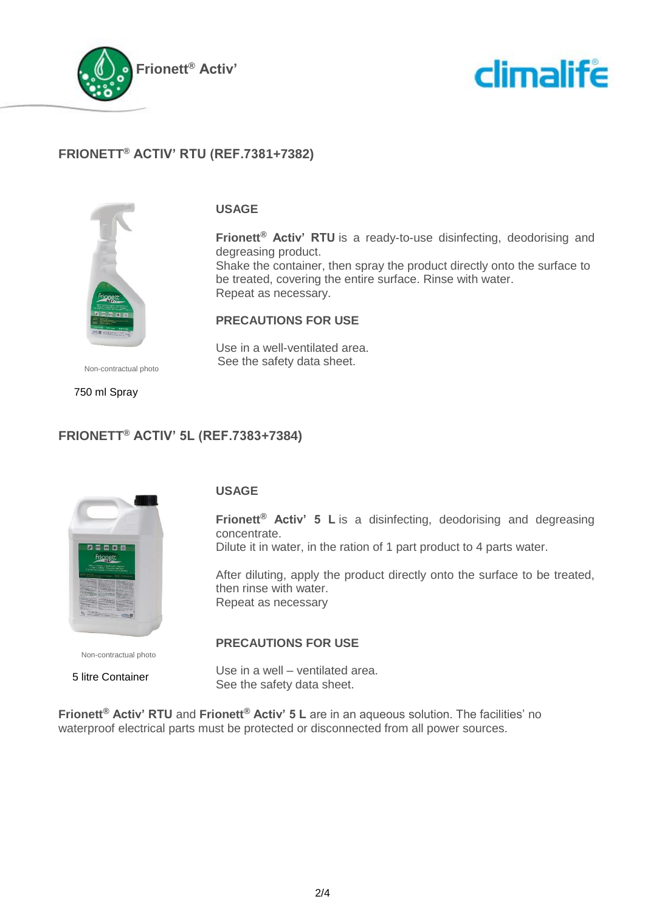## FRIONETT® ACTIV' RTU (REF.7381+7382)

Non-contractual photo

750 ml Spray

### USAGE

**Frionett® Activ' RTU** is a ready-to-use disinfecting, deodorising and degreasing product.
Shake the container, then spray the product directly onto the surface to be treated, covering the entire surface. Rinse with water.
Repeat as necessary.

### PRECAUTIONS FOR USE

Use in a well-ventilated area.
See the safety data sheet.

## FRIONETT® ACTIV' 5L (REF.7383+7384)

Non-contractual photo

5 litre Container

### USAGE

**Frionett® Activ' 5 L** is a disinfecting, deodorising and degreasing concentrate.
Dilute it in water, in the ration of 1 part product to 4 parts water.

After diluting, apply the product directly onto the surface to be treated, then rinse with water.
Repeat as necessary

### PRECAUTIONS FOR USE

Use in a well – ventilated area.
See the safety data sheet.

**Frionett® Activ' RTU** and **Frionett® Activ' 5 L** are in an aqueous solution. The facilities' no waterproof electrical parts must be protected or disconnected from all power sources.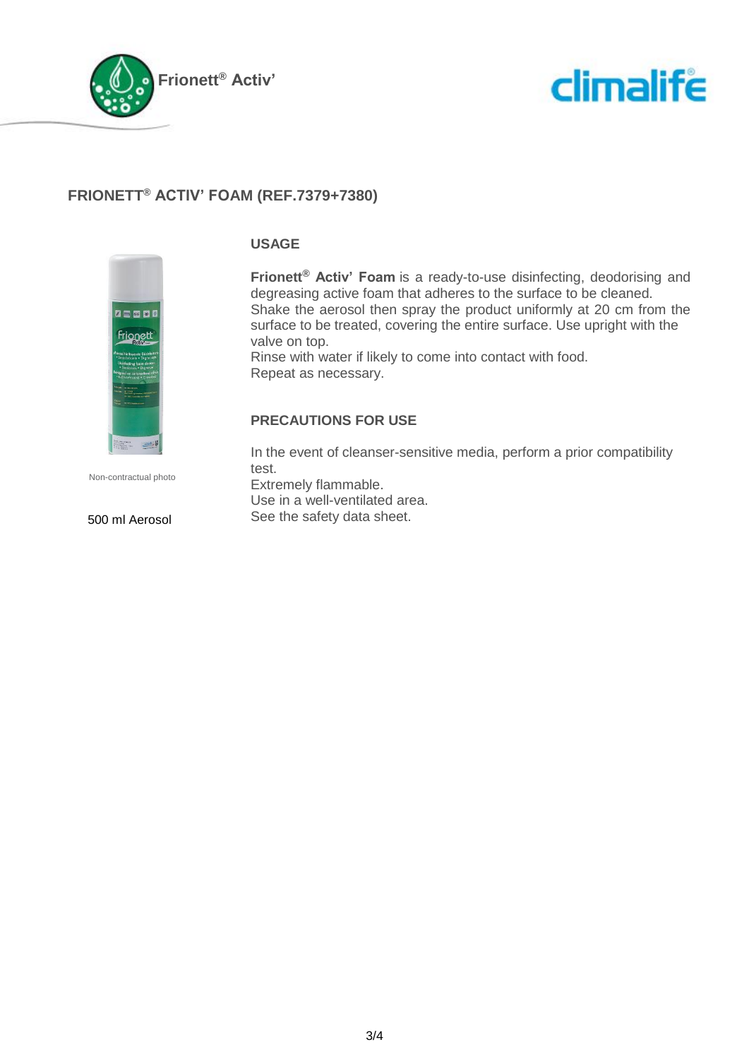## FRIONETT® ACTIV' FOAM (REF.7379+7380)

Non-contractual photo

500 ml Aerosol

### USAGE

**Frionett® Activ' Foam** is a ready-to-use disinfecting, deodorising and degreasing active foam that adheres to the surface to be cleaned.
Shake the aerosol then spray the product uniformly at 20 cm from the surface to be treated, covering the entire surface. Use upright with the valve on top.
Rinse with water if likely to come into contact with food.
Repeat as necessary.

### PRECAUTIONS FOR USE

In the event of cleanser-sensitive media, perform a prior compatibility test.
Extremely flammable.
Use in a well-ventilated area.
See the safety data sheet.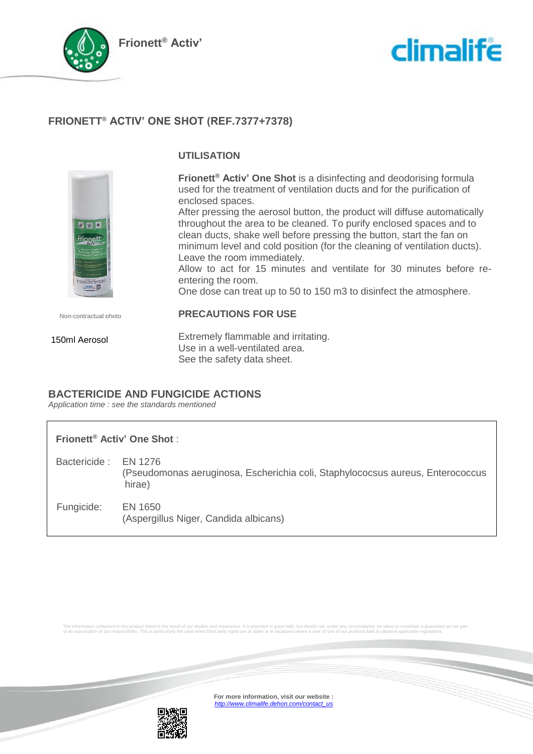# FRIONETT® ACTIV' ONE SHOT (REF.7377+7378)

## UTILISATION

**Frionett® Activ' One Shot** is a disinfecting and deodorising formula used for the treatment of ventilation ducts and for the purification of enclosed spaces.

After pressing the aerosol button, the product will diffuse automatically throughout the area to be cleaned. To purify enclosed spaces and to clean ducts, shake well before pressing the button, start the fan on minimum level and cold position (for the cleaning of ventilation ducts). Leave the room immediately.

Allow to act for 15 minutes and ventilate for 30 minutes before re-entering the room.

One dose can treat up to 50 to 150 m3 to disinfect the atmosphere.

Non-contractual photo

150ml Aerosol

## PRECAUTIONS FOR USE

Extremely flammable and irritating.
Use in a well-ventilated area.
See the safety data sheet.

## BACTERICIDE AND FUNGICIDE ACTIONS

*Application time : see the standards mentioned*

**Frionett® Activ' One Shot** :

| | |
|---|---|
| Bactericide : | EN 1276 (Pseudomonas aeruginosa, Escherichia coli, Staphylococsus aureus, Enterococcus hirae) |
| Fungicide: | EN 1650 (Aspergillus Niger, Candida albicans) |

The information contained in this product sheet is the result of our studies and experience. It is provided in good faith, but should not, under any circumstance, be taken to constitute a guarantee on our part or an assumption of our responsibility. This is particularly the case when third party rights are at stake or in situations where a user of one of our products fails to observe applicable regulations.

**For more information, visit our website :**
http://www.climalife.dehon.com/contact_us